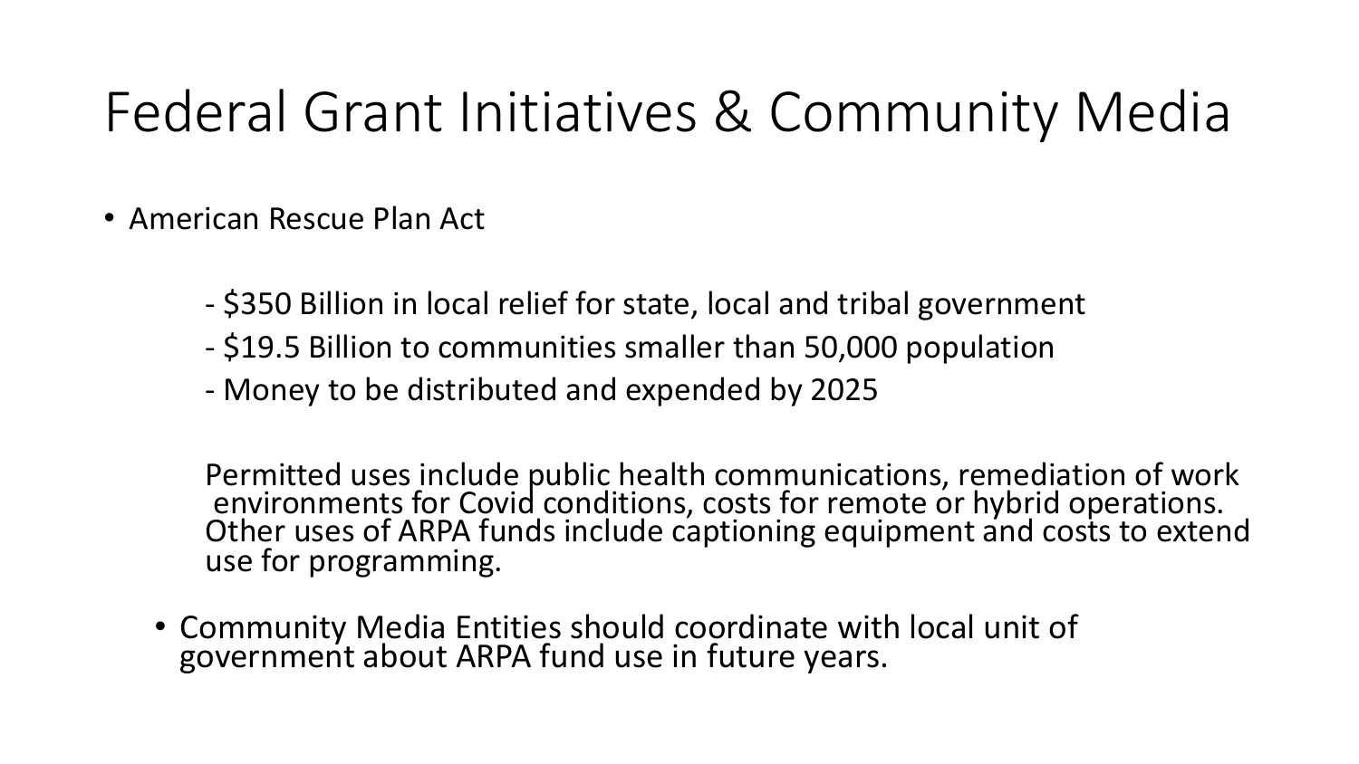# Federal Grant Initiatives & Community Media

- American Rescue Plan Act

  - $350 Billion in local relief for state, local and tribal government
  - $19.5 Billion to communities smaller than 50,000 population
  - Money to be distributed and expended by 2025

  Permitted uses include public health communications, remediation of work environments for Covid conditions, costs for remote or hybrid operations. Other uses of ARPA funds include captioning equipment and costs to extend use for programming.

  - Community Media Entities should coordinate with local unit of government about ARPA fund use in future years.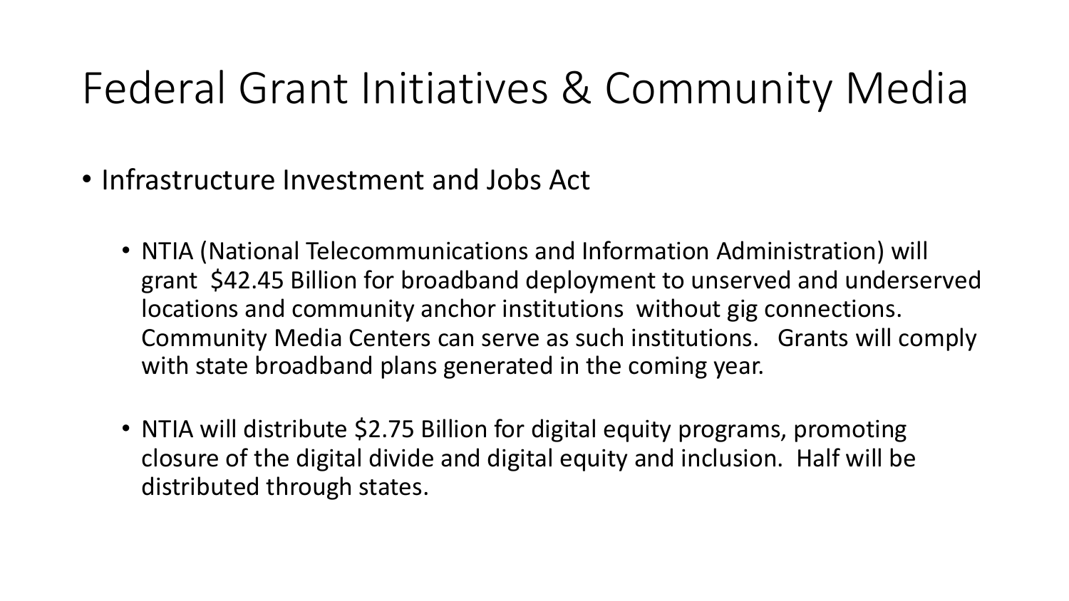# Federal Grant Initiatives & Community Media

- Infrastructure Investment and Jobs Act
  - NTIA (National Telecommunications and Information Administration) will grant $42.45 Billion for broadband deployment to unserved and underserved locations and community anchor institutions without gig connections. Community Media Centers can serve as such institutions. Grants will comply with state broadband plans generated in the coming year.
  - NTIA will distribute $2.75 Billion for digital equity programs, promoting closure of the digital divide and digital equity and inclusion. Half will be distributed through states.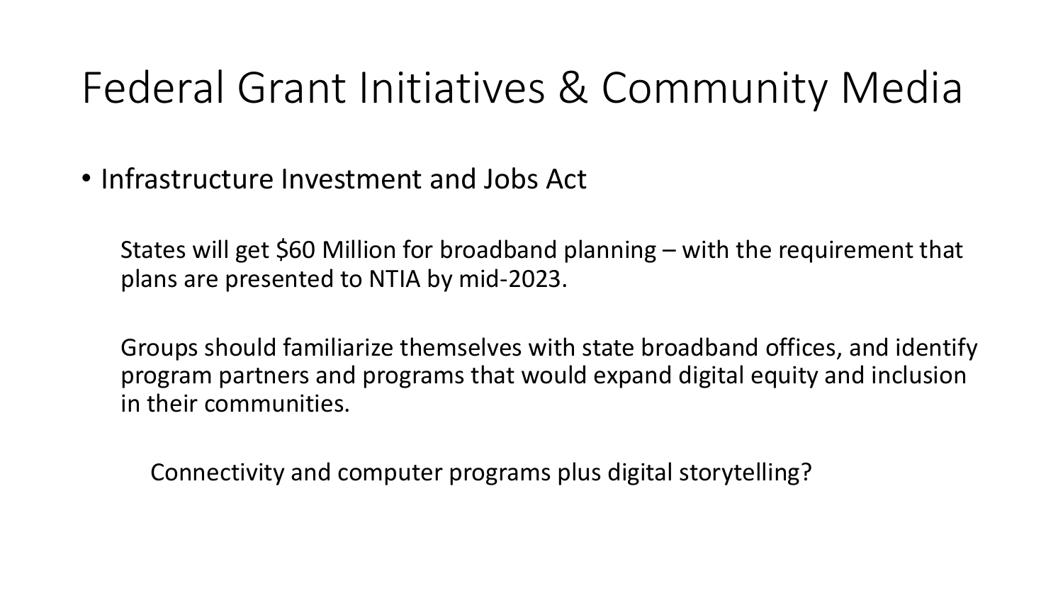# Federal Grant Initiatives & Community Media

- Infrastructure Investment and Jobs Act

  States will get $60 Million for broadband planning – with the requirement that plans are presented to NTIA by mid-2023.

  Groups should familiarize themselves with state broadband offices, and identify program partners and programs that would expand digital equity and inclusion in their communities.

  Connectivity and computer programs plus digital storytelling?